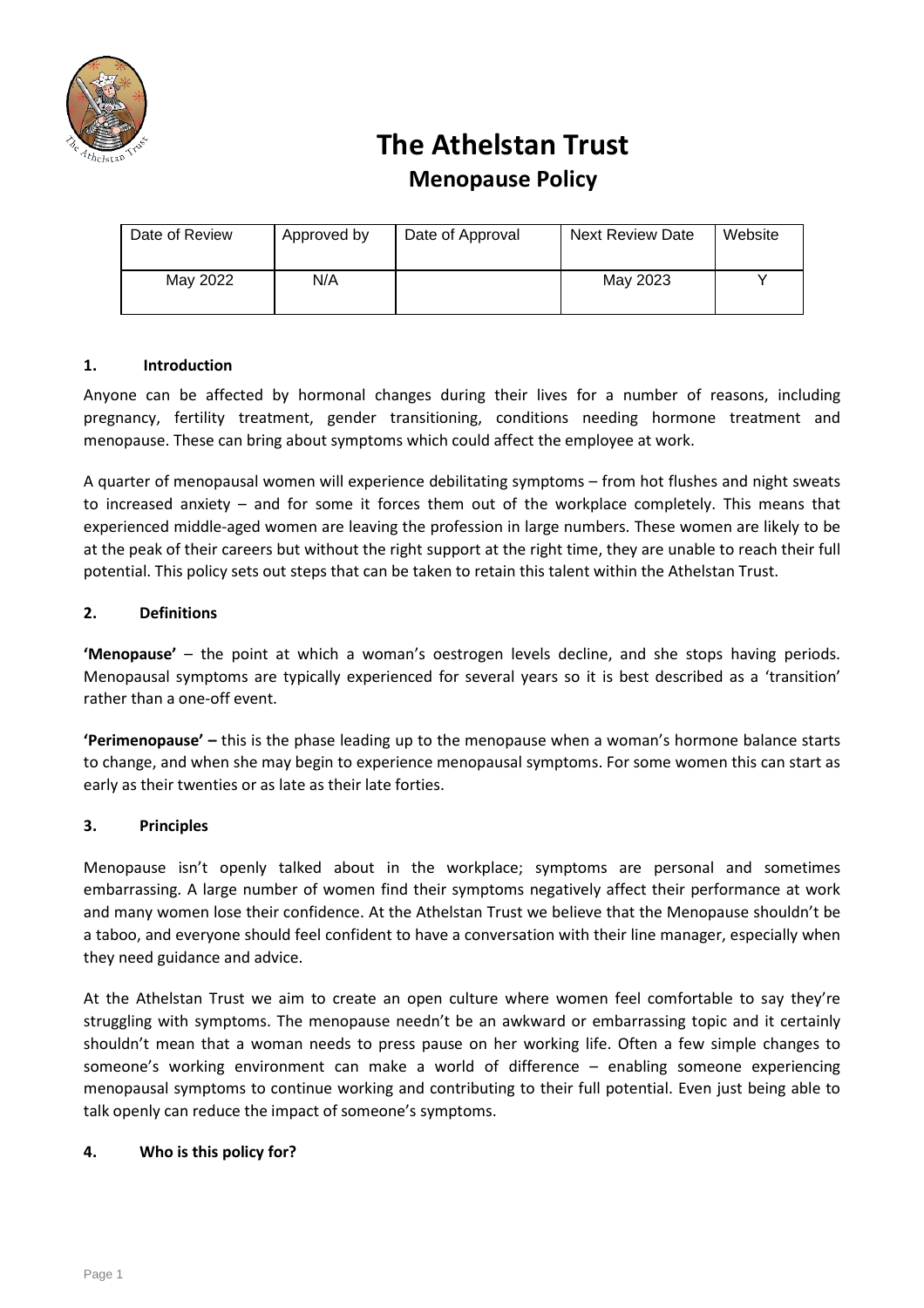# The Athelstan Trust

## Menopause Policy

| Date of Review | Approved by | Date of Approval | Next Review Date | Website |
|---|---|---|---|---|
| May 2022 | N/A | | May 2023 | Y |

### 1. Introduction

Anyone can be affected by hormonal changes during their lives for a number of reasons, including pregnancy, fertility treatment, gender transitioning, conditions needing hormone treatment and menopause. These can bring about symptoms which could affect the employee at work.

A quarter of menopausal women will experience debilitating symptoms – from hot flushes and night sweats to increased anxiety – and for some it forces them out of the workplace completely. This means that experienced middle-aged women are leaving the profession in large numbers. These women are likely to be at the peak of their careers but without the right support at the right time, they are unable to reach their full potential. This policy sets out steps that can be taken to retain this talent within the Athelstan Trust.

### 2. Definitions

**'Menopause'** – the point at which a woman's oestrogen levels decline, and she stops having periods. Menopausal symptoms are typically experienced for several years so it is best described as a 'transition' rather than a one-off event.

**'Perimenopause' –** this is the phase leading up to the menopause when a woman's hormone balance starts to change, and when she may begin to experience menopausal symptoms. For some women this can start as early as their twenties or as late as their late forties.

### 3. Principles

Menopause isn't openly talked about in the workplace; symptoms are personal and sometimes embarrassing. A large number of women find their symptoms negatively affect their performance at work and many women lose their confidence. At the Athelstan Trust we believe that the Menopause shouldn't be a taboo, and everyone should feel confident to have a conversation with their line manager, especially when they need guidance and advice.

At the Athelstan Trust we aim to create an open culture where women feel comfortable to say they're struggling with symptoms. The menopause needn't be an awkward or embarrassing topic and it certainly shouldn't mean that a woman needs to press pause on her working life. Often a few simple changes to someone's working environment can make a world of difference – enabling someone experiencing menopausal symptoms to continue working and contributing to their full potential. Even just being able to talk openly can reduce the impact of someone's symptoms.

### 4. Who is this policy for?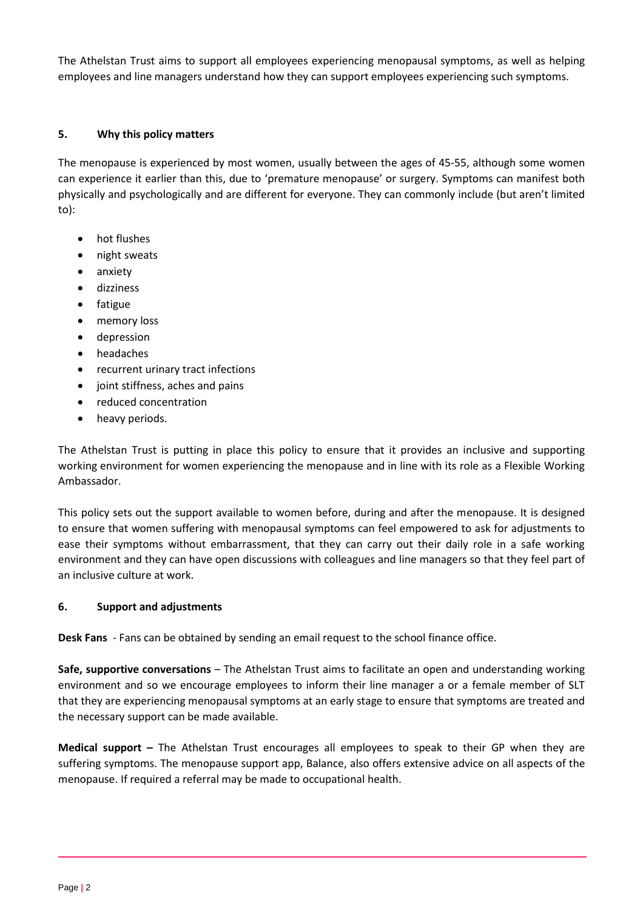The Athelstan Trust aims to support all employees experiencing menopausal symptoms, as well as helping employees and line managers understand how they can support employees experiencing such symptoms.

## 5. Why this policy matters

The menopause is experienced by most women, usually between the ages of 45-55, although some women can experience it earlier than this, due to 'premature menopause' or surgery. Symptoms can manifest both physically and psychologically and are different for everyone. They can commonly include (but aren't limited to):

- hot flushes
- night sweats
- anxiety
- dizziness
- fatigue
- memory loss
- depression
- headaches
- recurrent urinary tract infections
- joint stiffness, aches and pains
- reduced concentration
- heavy periods.

The Athelstan Trust is putting in place this policy to ensure that it provides an inclusive and supporting working environment for women experiencing the menopause and in line with its role as a Flexible Working Ambassador.

This policy sets out the support available to women before, during and after the menopause. It is designed to ensure that women suffering with menopausal symptoms can feel empowered to ask for adjustments to ease their symptoms without embarrassment, that they can carry out their daily role in a safe working environment and they can have open discussions with colleagues and line managers so that they feel part of an inclusive culture at work.

## 6. Support and adjustments

**Desk Fans** - Fans can be obtained by sending an email request to the school finance office.

**Safe, supportive conversations** – The Athelstan Trust aims to facilitate an open and understanding working environment and so we encourage employees to inform their line manager a or a female member of SLT that they are experiencing menopausal symptoms at an early stage to ensure that symptoms are treated and the necessary support can be made available.

**Medical support –** The Athelstan Trust encourages all employees to speak to their GP when they are suffering symptoms. The menopause support app, Balance, also offers extensive advice on all aspects of the menopause. If required a referral may be made to occupational health.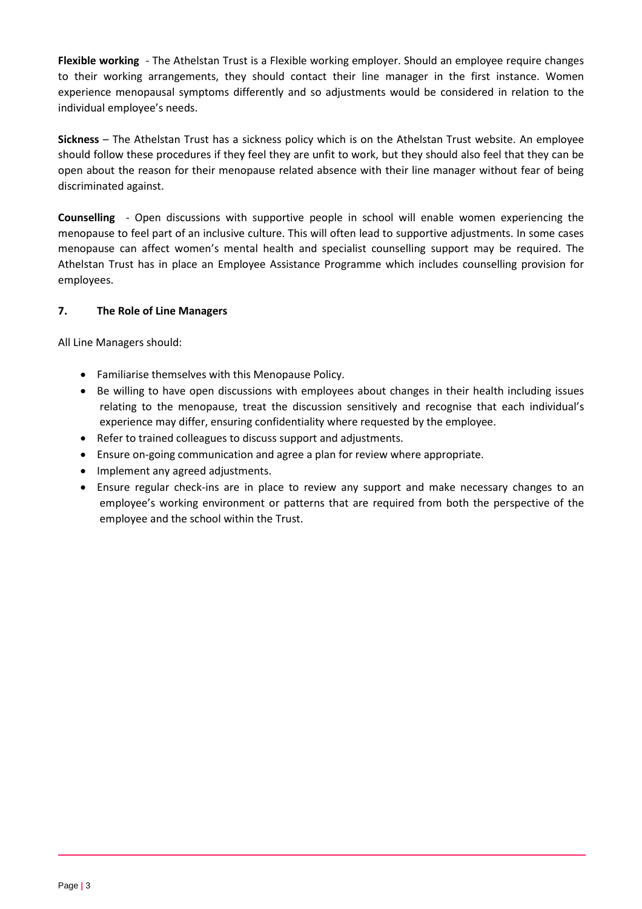**Flexible working** - The Athelstan Trust is a Flexible working employer. Should an employee require changes to their working arrangements, they should contact their line manager in the first instance. Women experience menopausal symptoms differently and so adjustments would be considered in relation to the individual employee's needs.

**Sickness** – The Athelstan Trust has a sickness policy which is on the Athelstan Trust website. An employee should follow these procedures if they feel they are unfit to work, but they should also feel that they can be open about the reason for their menopause related absence with their line manager without fear of being discriminated against.

**Counselling** - Open discussions with supportive people in school will enable women experiencing the menopause to feel part of an inclusive culture. This will often lead to supportive adjustments. In some cases menopause can affect women's mental health and specialist counselling support may be required. The Athelstan Trust has in place an Employee Assistance Programme which includes counselling provision for employees.

## 7. The Role of Line Managers

All Line Managers should:

- Familiarise themselves with this Menopause Policy.
- Be willing to have open discussions with employees about changes in their health including issues relating to the menopause, treat the discussion sensitively and recognise that each individual's experience may differ, ensuring confidentiality where requested by the employee.
- Refer to trained colleagues to discuss support and adjustments.
- Ensure on-going communication and agree a plan for review where appropriate.
- Implement any agreed adjustments.
- Ensure regular check-ins are in place to review any support and make necessary changes to an employee's working environment or patterns that are required from both the perspective of the employee and the school within the Trust.